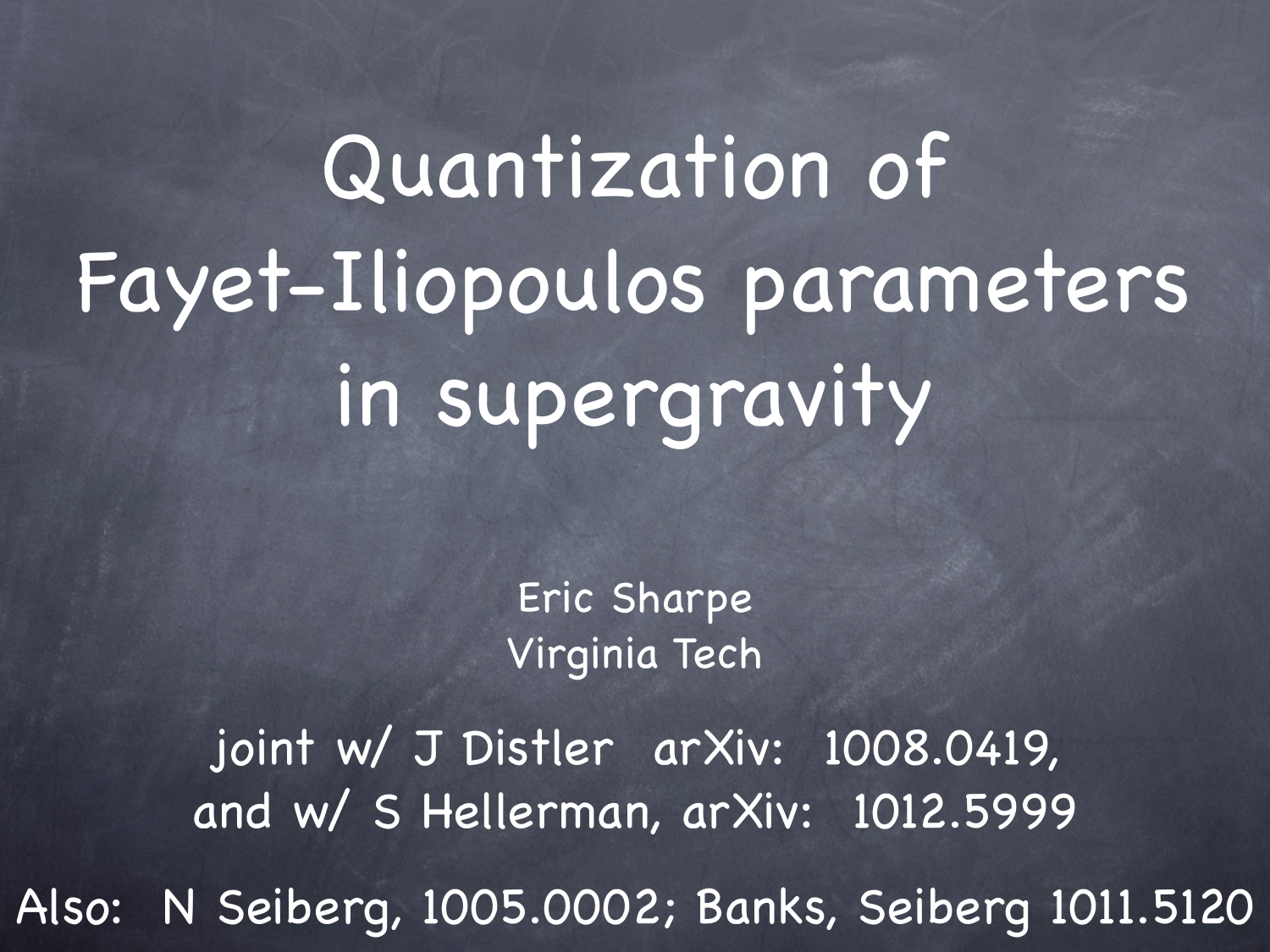# Quantization of Fayet-Iliopoulos parameters in supergravity

Eric Sharpe
Virginia Tech

joint w/ J Distler arXiv: 1008.0419,
and w/ S Hellerman, arXiv: 1012.5999

Also: N Seiberg, 1005.0002; Banks, Seiberg 1011.5120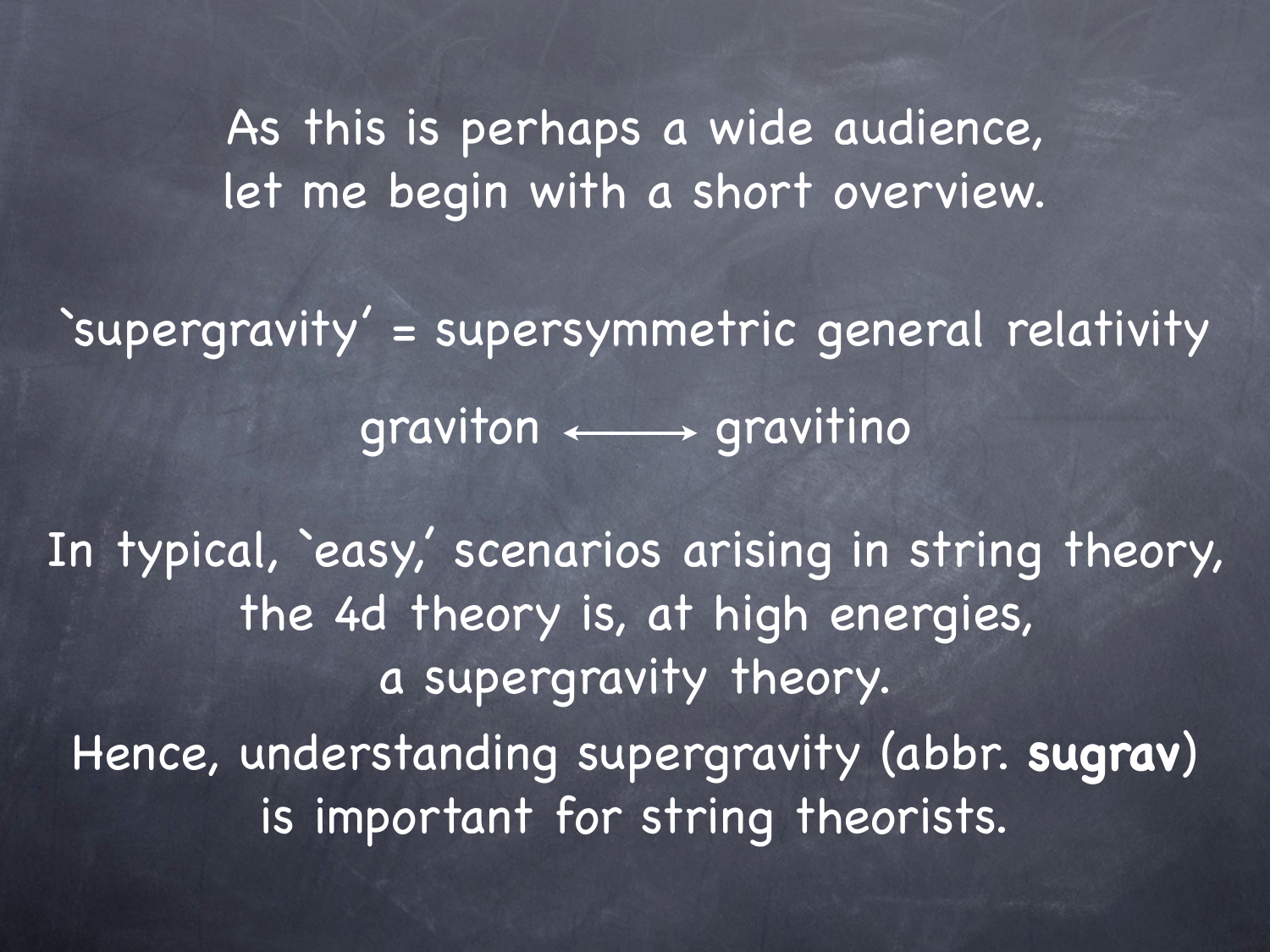As this is perhaps a wide audience,
let me begin with a short overview.

`supergravity' = supersymmetric general relativity

graviton $\longleftrightarrow$ gravitino

In typical, `easy,' scenarios arising in string theory,
the 4d theory is, at high energies,
a supergravity theory.

Hence, understanding supergravity (abbr. **sugrav**)
is important for string theorists.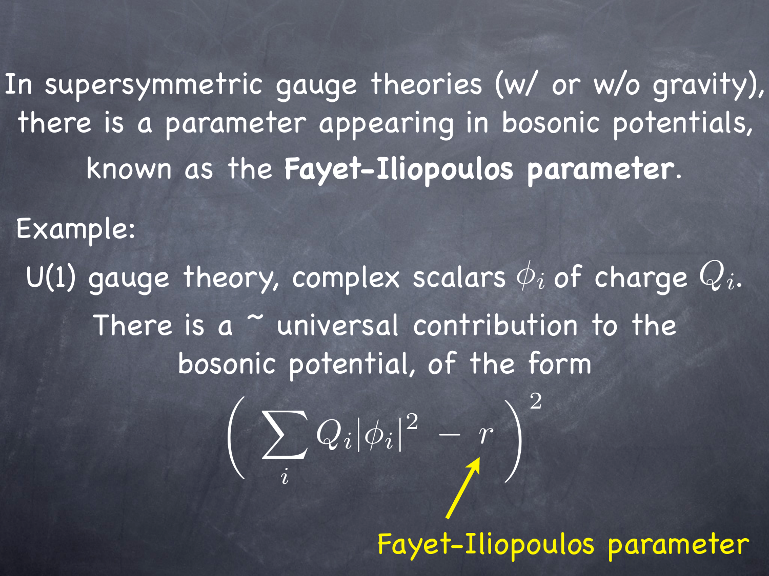In supersymmetric gauge theories (w/ or w/o gravity), there is a parameter appearing in bosonic potentials, known as the **Fayet-Iliopoulos parameter**.

Example:

U(1) gauge theory, complex scalars $\phi_i$ of charge $Q_i$.

There is a ~ universal contribution to the bosonic potential, of the form

$$\left( \sum_i Q_i |\phi_i|^2 - r \right)^2$$

$r$: Fayet-Iliopoulos parameter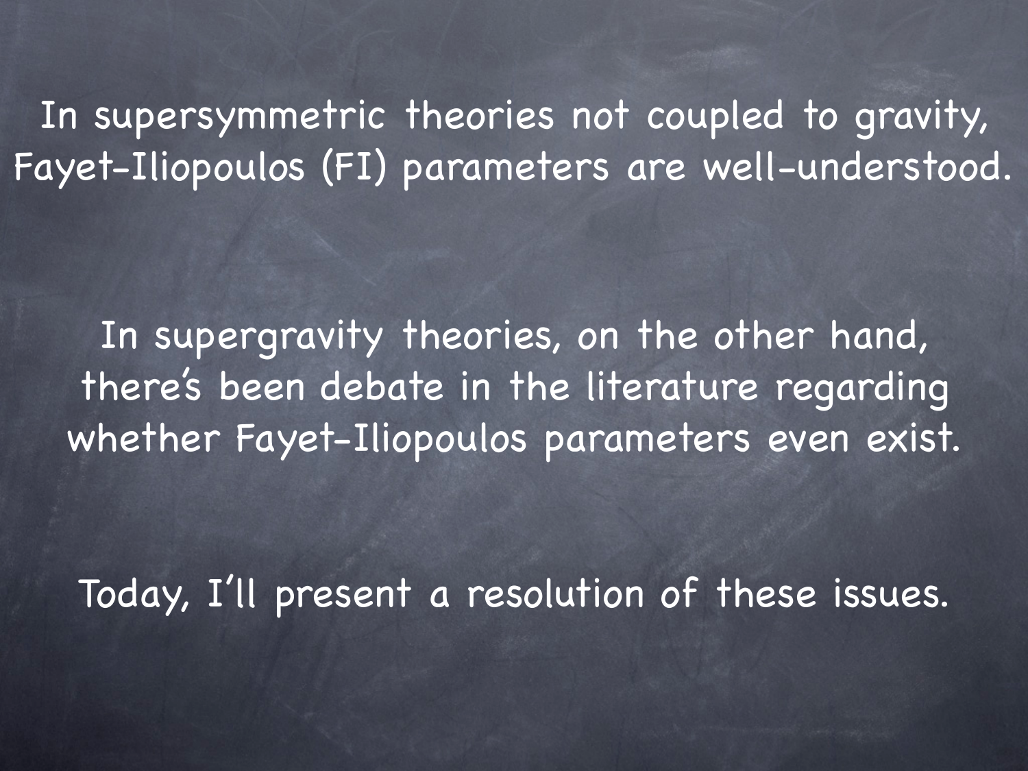In supersymmetric theories not coupled to gravity, Fayet-Iliopoulos (FI) parameters are well-understood.

In supergravity theories, on the other hand, there's been debate in the literature regarding whether Fayet-Iliopoulos parameters even exist.

Today, I'll present a resolution of these issues.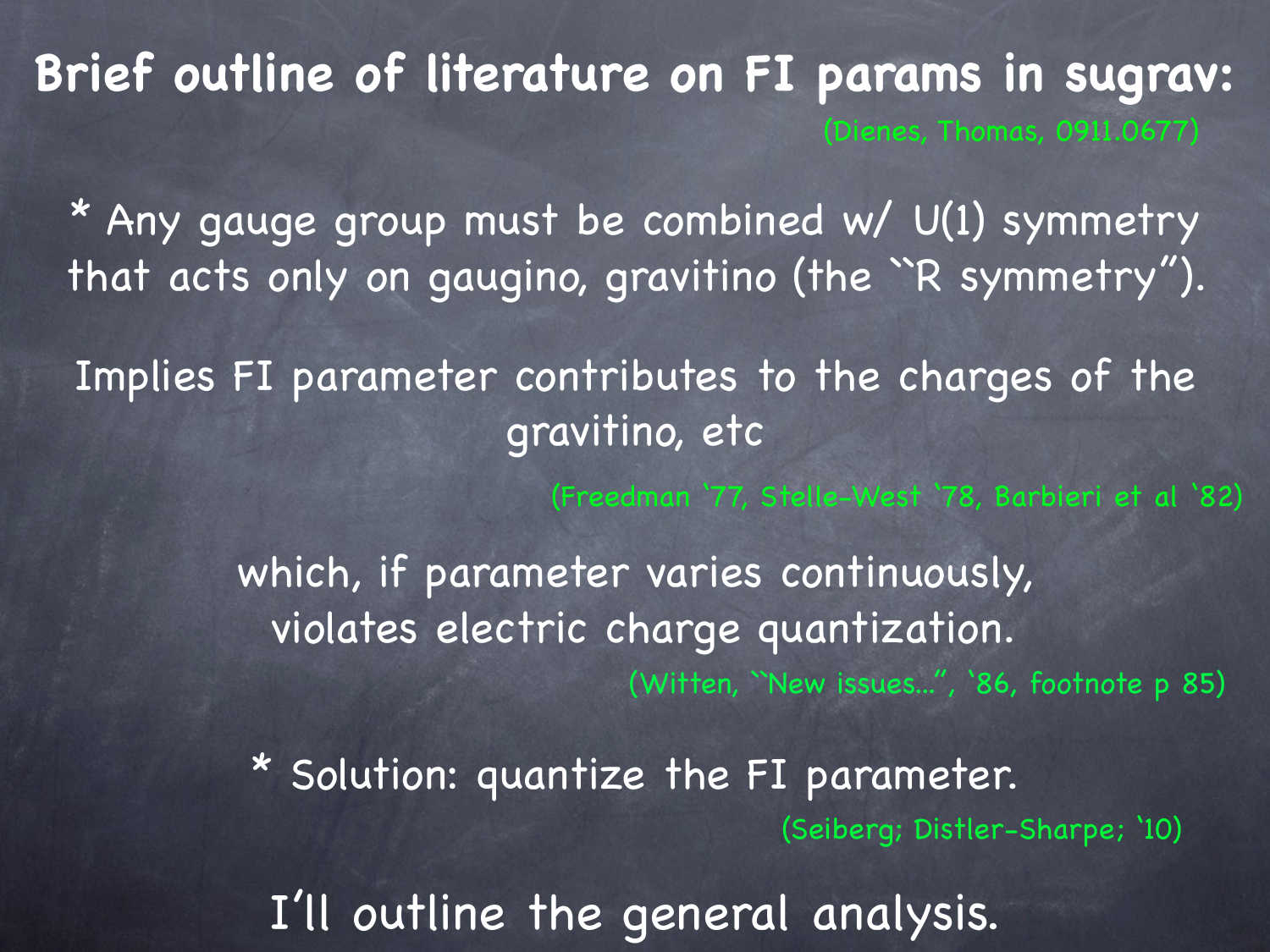# Brief outline of literature on FI params in sugrav:

(Dienes, Thomas, 0911.0677)

* Any gauge group must be combined w/ U(1) symmetry that acts only on gaugino, gravitino (the ``R symmetry”).

Implies FI parameter contributes to the charges of the gravitino, etc

(Freedman ‘77, Stelle-West ‘78, Barbieri et al ‘82)

which, if parameter varies continuously, violates electric charge quantization.

(Witten, ``New issues...”, ‘86, footnote p 85)

* Solution: quantize the FI parameter.

(Seiberg; Distler-Sharpe; ‘10)

I’ll outline the general analysis.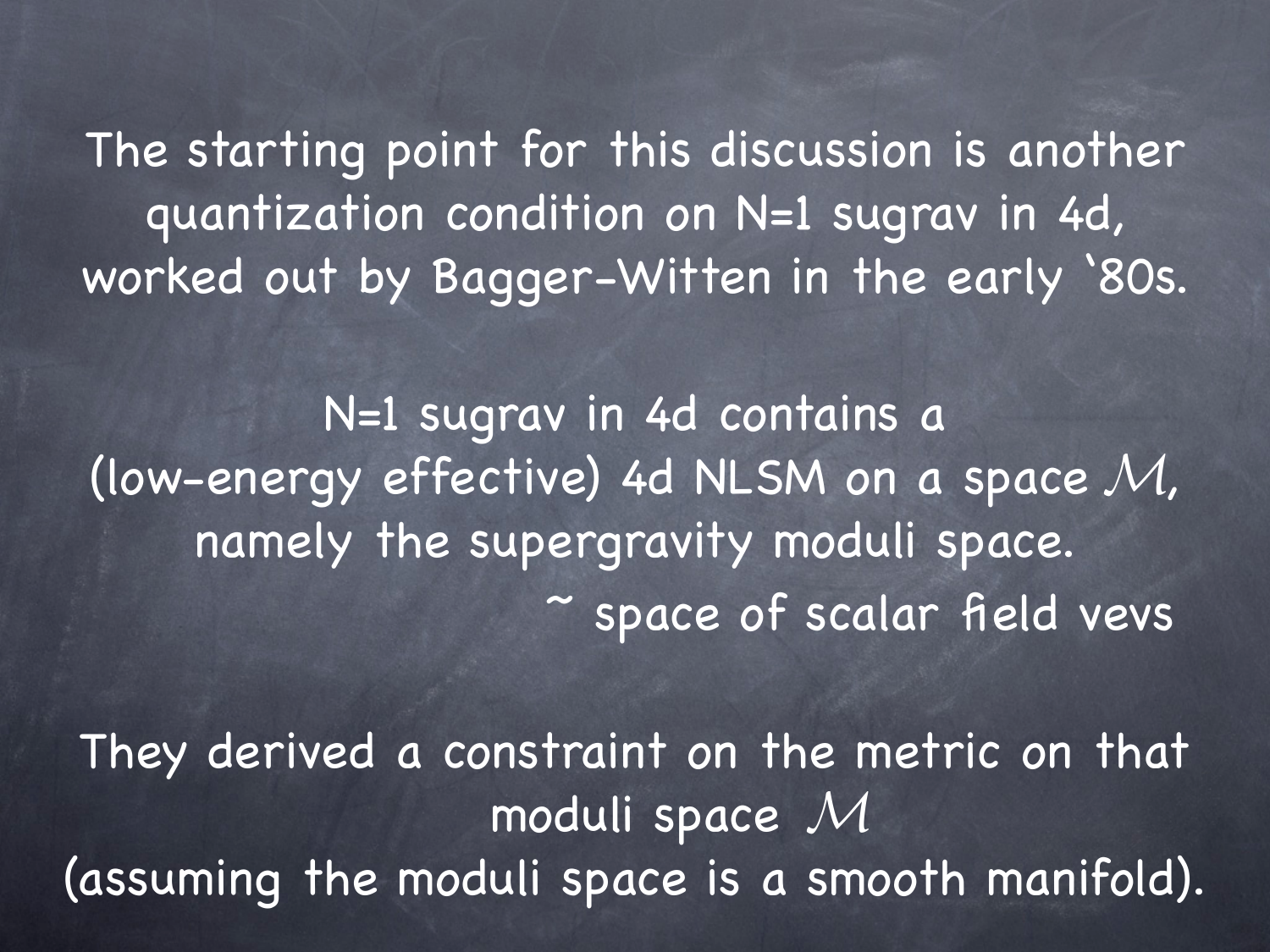The starting point for this discussion is another quantization condition on N=1 sugrav in 4d, worked out by Bagger-Witten in the early '80s.

N=1 sugrav in 4d contains a (low-energy effective) 4d NLSM on a space $\mathcal{M}$, namely the supergravity moduli space.

~ space of scalar field vevs

They derived a constraint on the metric on that moduli space $\mathcal{M}$ (assuming the moduli space is a smooth manifold).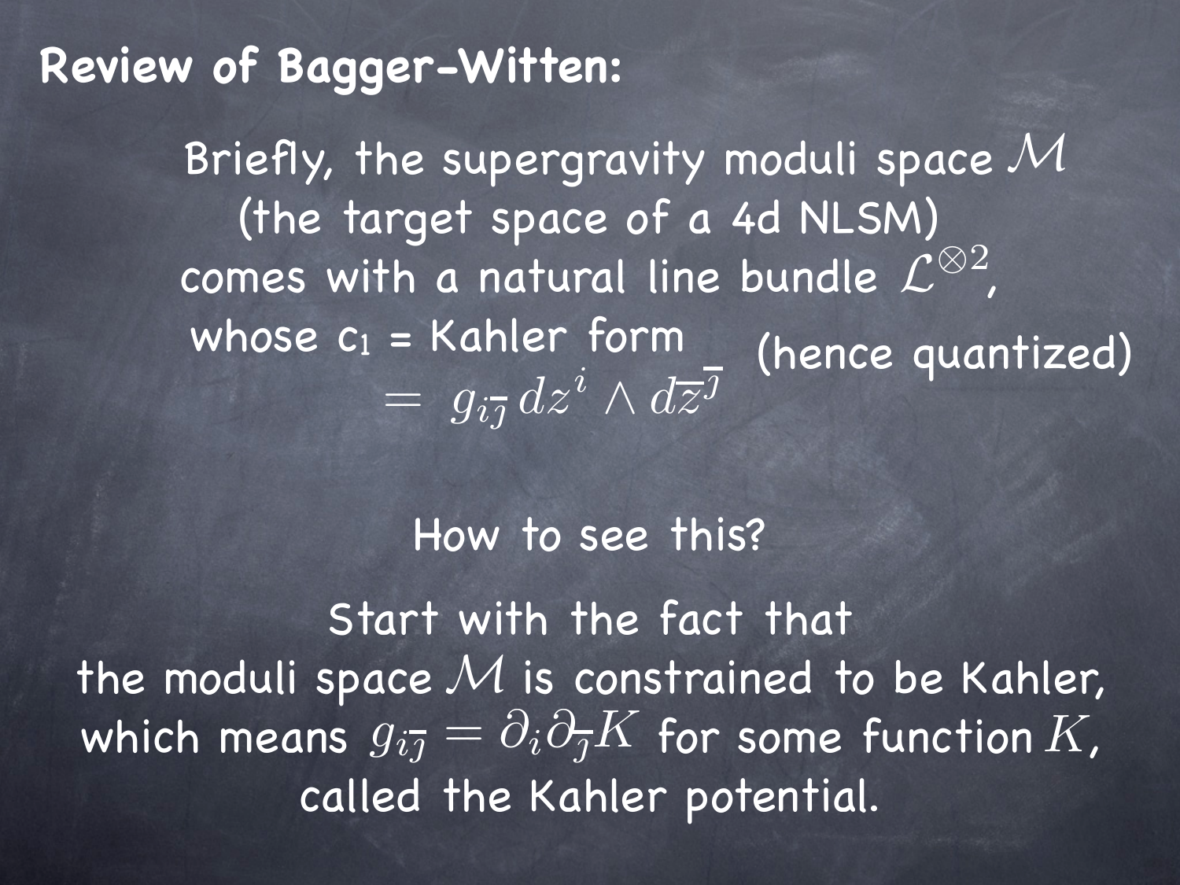# Review of Bagger-Witten:

Briefly, the supergravity moduli space $\mathcal{M}$ (the target space of a 4d NLSM) comes with a natural line bundle $\mathcal{L}^{\otimes 2}$, whose $c_1$ = Kahler form (hence quantized)

$$= g_{i\overline{\jmath}} \, dz^i \wedge d\overline{z}^{\overline{\jmath}}$$

How to see this?

Start with the fact that the moduli space $\mathcal{M}$ is constrained to be Kahler, which means $g_{i\overline{\jmath}} = \partial_i \partial_{\overline{\jmath}} K$ for some function $K$, called the Kahler potential.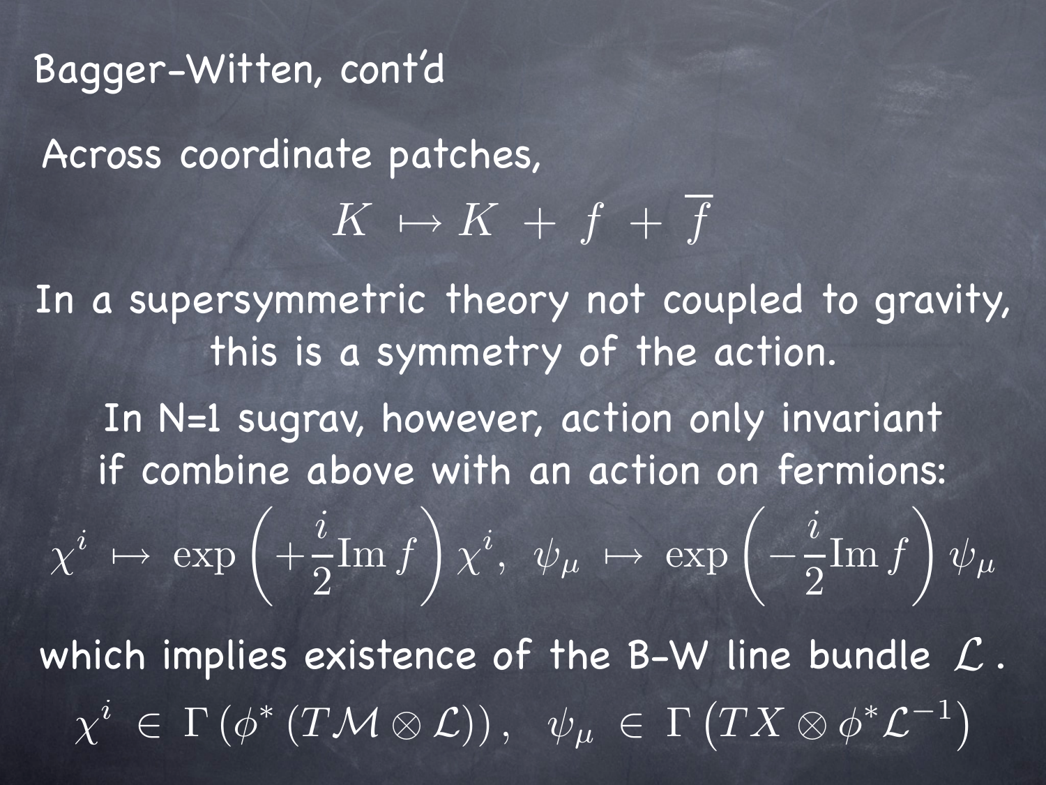# Bagger-Witten, cont'd

Across coordinate patches,

$$K \mapsto K + f + \overline{f}$$

In a supersymmetric theory not coupled to gravity, this is a symmetry of the action.

In N=1 sugrav, however, action only invariant if combine above with an action on fermions:

$$\chi^i \mapsto \exp\left( +\frac{i}{2} \mathrm{Im}\, f \right) \chi^i, \;\; \psi_\mu \mapsto \exp\left( -\frac{i}{2} \mathrm{Im}\, f \right) \psi_\mu$$

which implies existence of the B-W line bundle $\mathcal{L}$ .

$$\chi^i \in \Gamma\left( \phi^* \left( T\mathcal{M} \otimes \mathcal{L} \right) \right), \;\; \psi_\mu \in \Gamma\left( TX \otimes \phi^* \mathcal{L}^{-1} \right)$$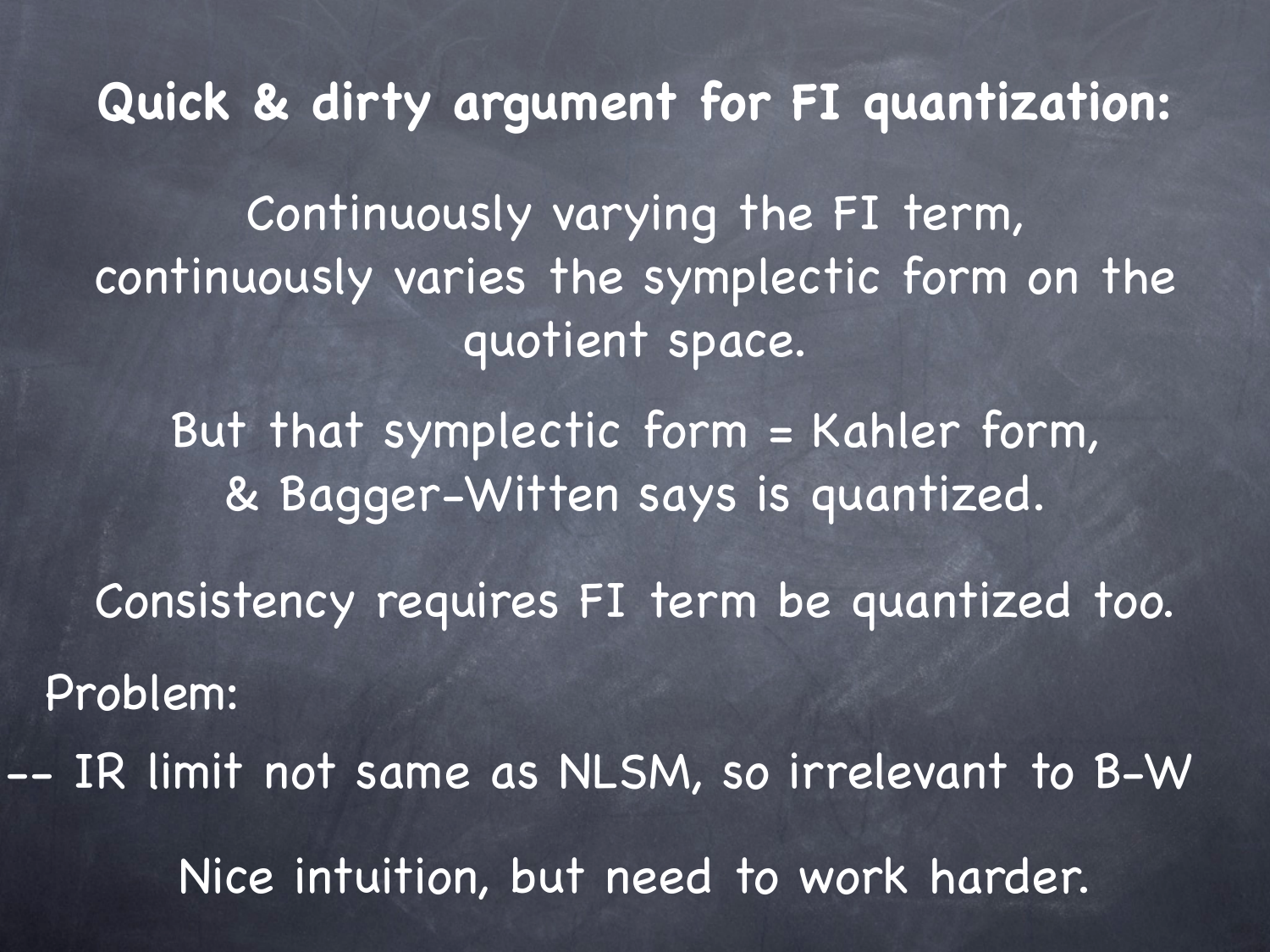# Quick & dirty argument for FI quantization:

Continuously varying the FI term, continuously varies the symplectic form on the quotient space.

But that symplectic form = Kahler form, & Bagger-Witten says is quantized.

Consistency requires FI term be quantized too.

Problem:

-- IR limit not same as NLSM, so irrelevant to B-W

Nice intuition, but need to work harder.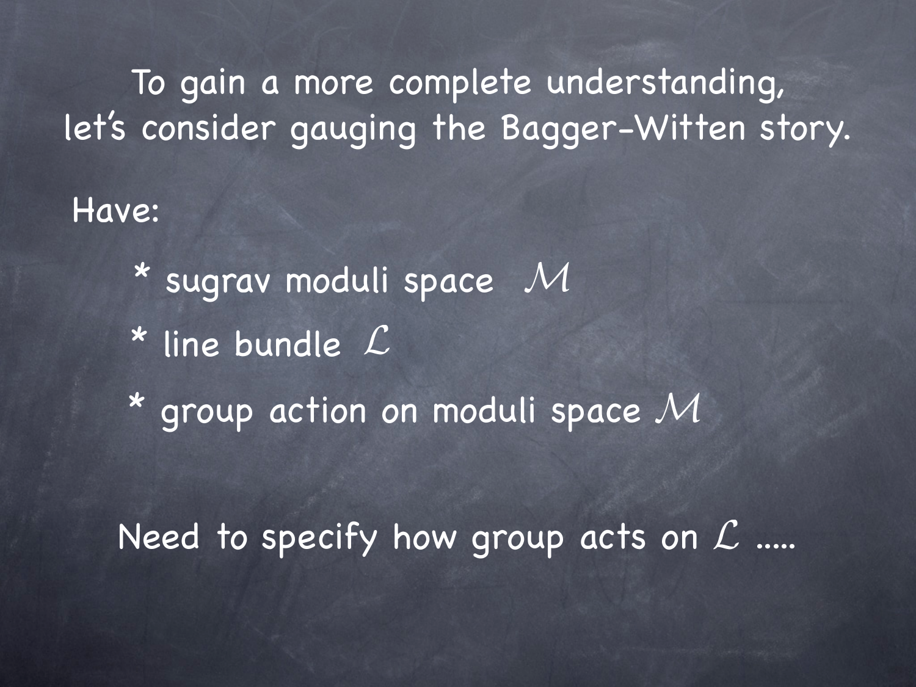To gain a more complete understanding,
let's consider gauging the Bagger-Witten story.

Have:

* sugrav moduli space $\mathcal{M}$
* line bundle $\mathcal{L}$
* group action on moduli space $\mathcal{M}$

Need to specify how group acts on $\mathcal{L}$ .....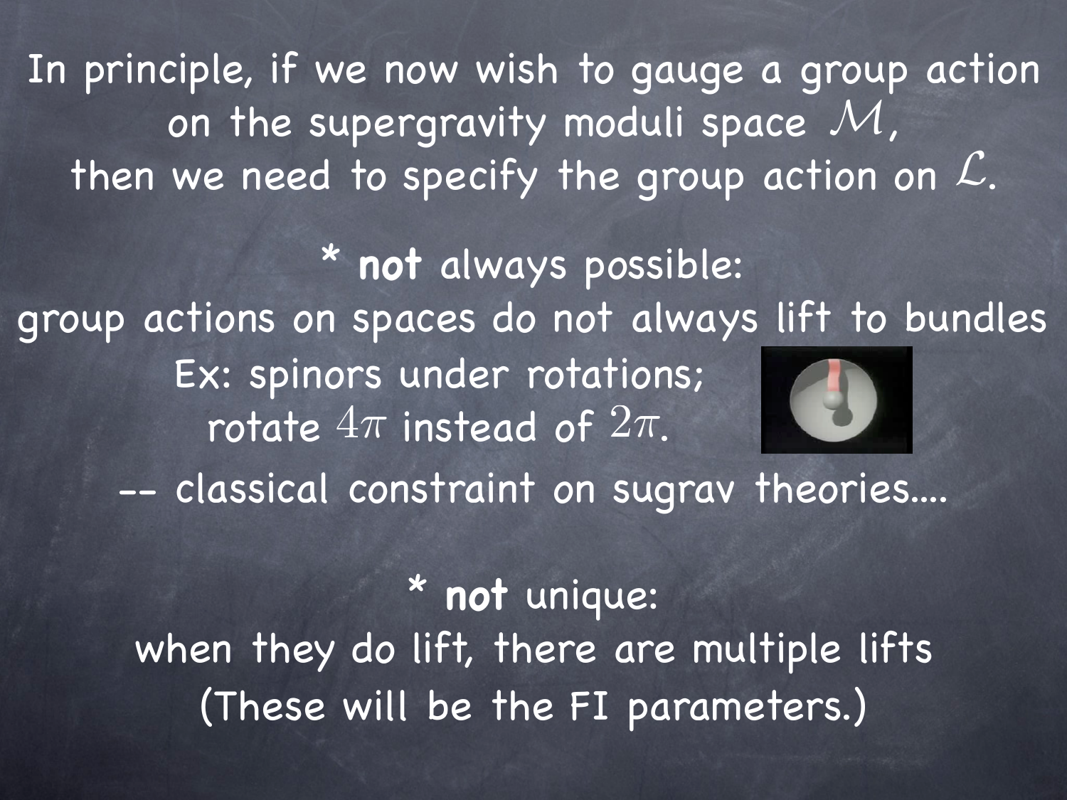In principle, if we now wish to gauge a group action on the supergravity moduli space $\mathcal{M}$, then we need to specify the group action on $\mathcal{L}$.

* **not** always possible:
group actions on spaces do not always lift to bundles
Ex: spinors under rotations;
rotate $4\pi$ instead of $2\pi$.
-- classical constraint on sugrav theories....

* **not** unique:
when they do lift, there are multiple lifts
(These will be the FI parameters.)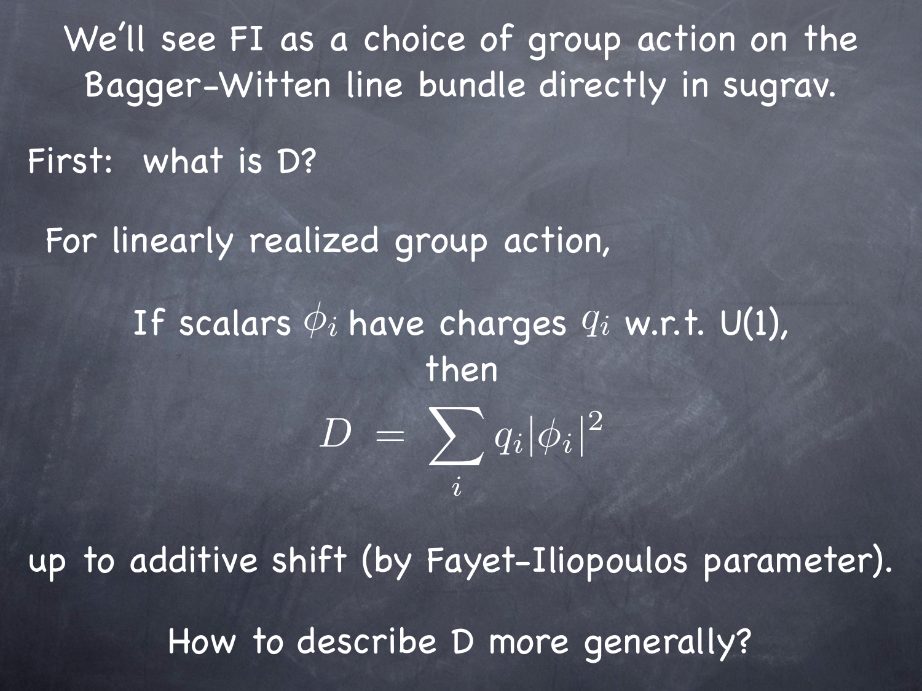We'll see FI as a choice of group action on the Bagger-Witten line bundle directly in sugrav.

First: what is D?

For linearly realized group action,

If scalars $\phi_i$ have charges $q_i$ w.r.t. U(1), then

$$D = \sum_i q_i |\phi_i|^2$$

up to additive shift (by Fayet-Iliopoulos parameter).

How to describe D more generally?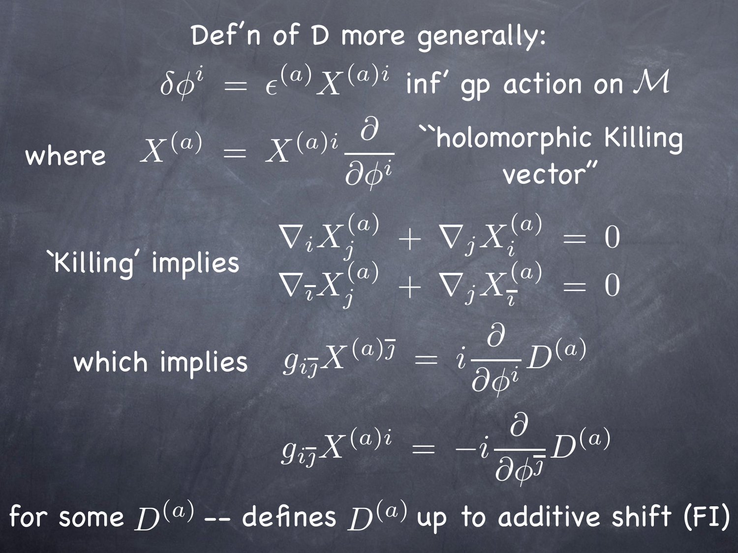## Def'n of D more generally:

$$\delta\phi^i = \epsilon^{(a)} X^{(a)i}$$ inf' gp action on $\mathcal{M}$

where $$X^{(a)} = X^{(a)i} \frac{\partial}{\partial \phi^i}$$ "holomorphic Killing vector"

'Killing' implies

$$\nabla_i X_j^{(a)} + \nabla_j X_i^{(a)} = 0$$

$$\nabla_{\overline{\imath}} X_j^{(a)} + \nabla_j X_{\overline{\imath}}^{(a)} = 0$$

which implies

$$g_{i\overline{\jmath}} X^{(a)\overline{\jmath}} = i \frac{\partial}{\partial \phi^i} D^{(a)}$$

$$g_{i\overline{\jmath}} X^{(a)i} = -i \frac{\partial}{\partial \phi^{\overline{\jmath}}} D^{(a)}$$

for some $D^{(a)}$ -- defines $D^{(a)}$ up to additive shift (FI)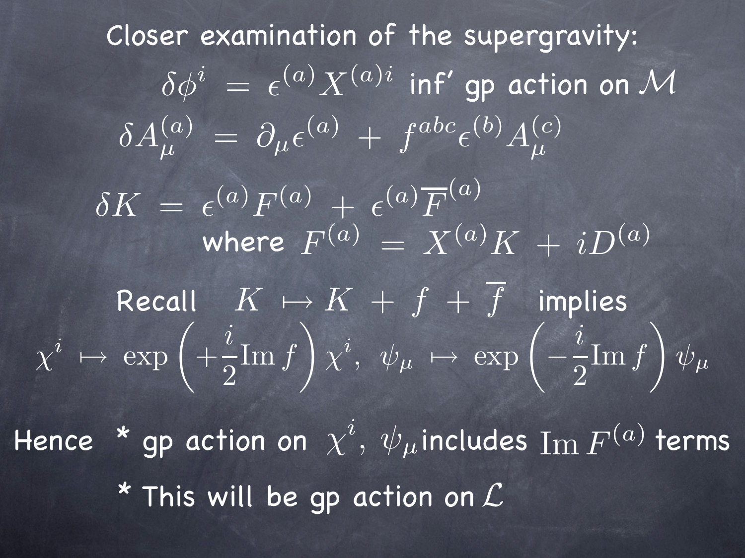Closer examination of the supergravity:

$$\delta\phi^i = \epsilon^{(a)} X^{(a)i} \text{ inf' gp action on } \mathcal{M}$$

$$\delta A_\mu^{(a)} = \partial_\mu \epsilon^{(a)} + f^{abc} \epsilon^{(b)} A_\mu^{(c)}$$

$$\delta K = \epsilon^{(a)} F^{(a)} + \epsilon^{(a)} \overline{F}^{(a)}$$

where $F^{(a)} = X^{(a)} K + i D^{(a)}$

Recall $K \mapsto K + f + \overline{f}$ implies

$$\chi^i \mapsto \exp\left(+\frac{i}{2}\mathrm{Im}\, f\right) \chi^i, \ \psi_\mu \mapsto \exp\left(-\frac{i}{2}\mathrm{Im}\, f\right) \psi_\mu$$

Hence * gp action on $\chi^i, \psi_\mu$ includes $\mathrm{Im}\, F^{(a)}$ terms

* This will be gp action on $\mathcal{L}$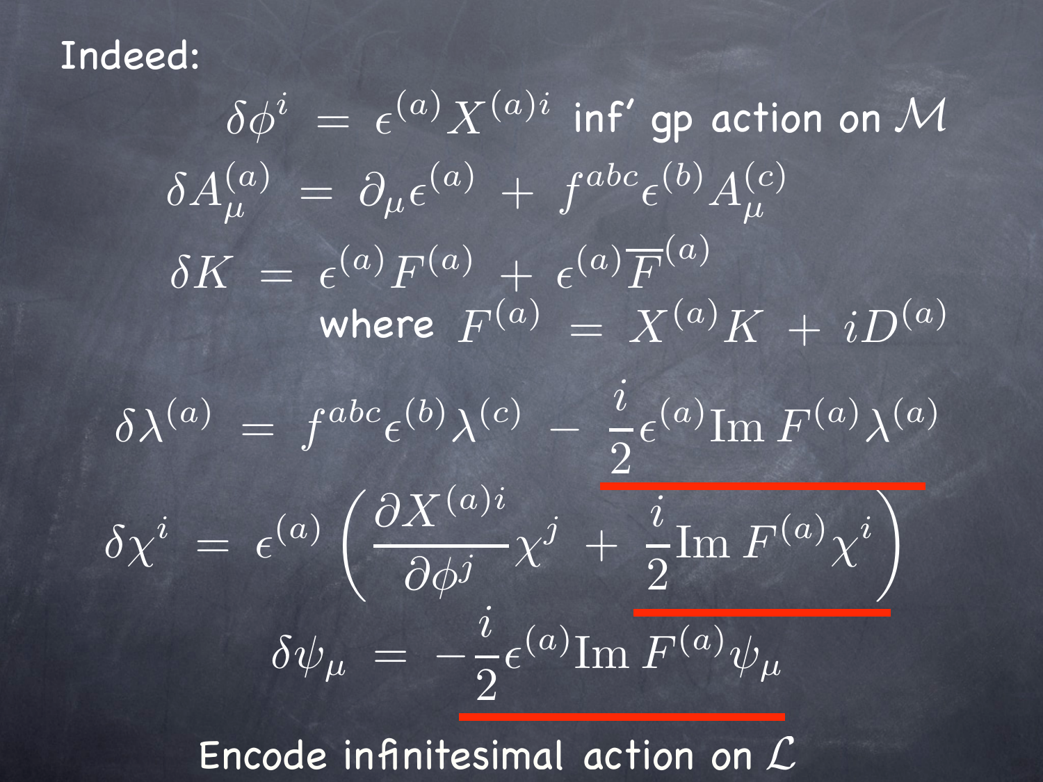Indeed:

$$\delta\phi^i = \epsilon^{(a)} X^{(a)i} \text{ inf' gp action on } \mathcal{M}$$

$$\delta A_\mu^{(a)} = \partial_\mu \epsilon^{(a)} + f^{abc}\epsilon^{(b)} A_\mu^{(c)}$$

$$\delta K = \epsilon^{(a)} F^{(a)} + \epsilon^{(a)} \overline{F}^{(a)}$$

where $F^{(a)} = X^{(a)} K + i D^{(a)}$

$$\delta\lambda^{(a)} = f^{abc}\epsilon^{(b)}\lambda^{(c)} - \underline{\frac{i}{2}\epsilon^{(a)} \mathrm{Im}\, F^{(a)} \lambda^{(a)}}$$

$$\delta\chi^i = \epsilon^{(a)}\left(\frac{\partial X^{(a)i}}{\partial \phi^j}\chi^j + \underline{\frac{i}{2}\mathrm{Im}\, F^{(a)}\chi^i}\right)$$

$$\delta\psi_\mu = \underline{-\frac{i}{2}\epsilon^{(a)} \mathrm{Im}\, F^{(a)} \psi_\mu}$$

Encode infinitesimal action on $\mathcal{L}$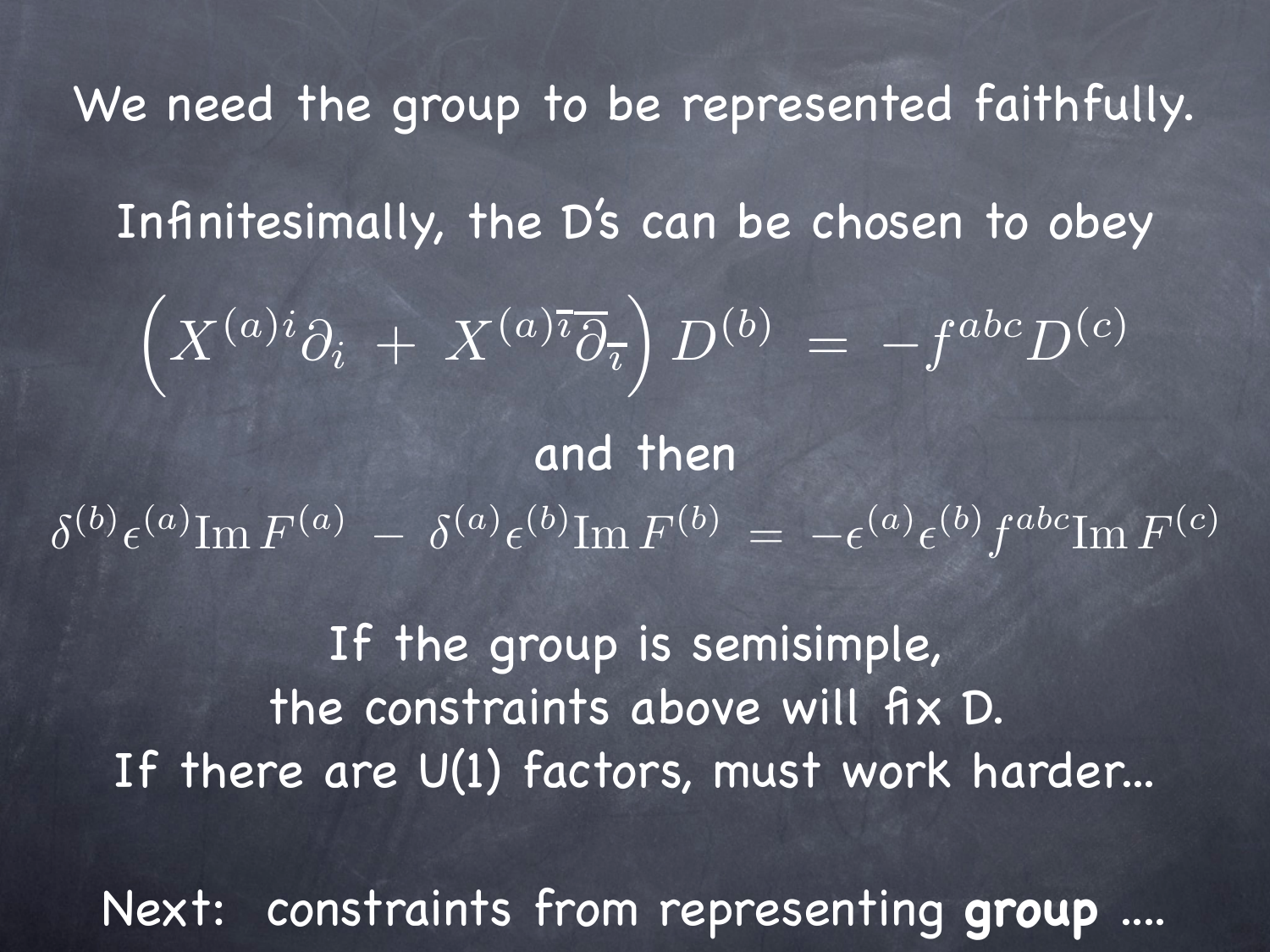We need the group to be represented faithfully.

Infinitesimally, the D's can be chosen to obey

$$\left( X^{(a)i} \partial_i \,+\, X^{(a)\overline{\imath}} \partial_{\overline{\imath}} \right) D^{(b)} \,=\, -f^{abc} D^{(c)}$$

and then

$$\delta^{(b)} \epsilon^{(a)} \mathrm{Im}\, F^{(a)} \,-\, \delta^{(a)} \epsilon^{(b)} \mathrm{Im}\, F^{(b)} \,=\, -\epsilon^{(a)} \epsilon^{(b)} f^{abc} \mathrm{Im}\, F^{(c)}$$

If the group is semisimple,
the constraints above will fix D.
If there are U(1) factors, must work harder...

Next: constraints from representing **group** ....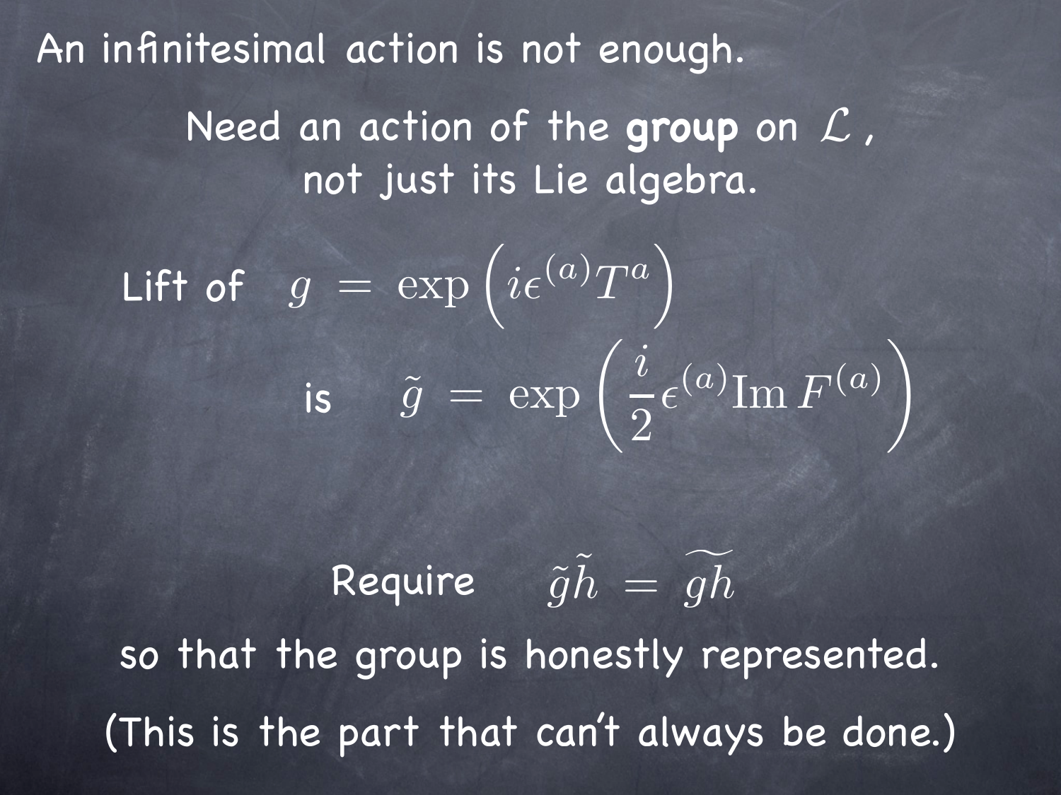An infinitesimal action is not enough.

Need an action of the **group** on $\mathcal{L}$, not just its Lie algebra.

Lift of $g = \exp\left(i\epsilon^{(a)}T^a\right)$

is $\tilde{g} = \exp\left(\frac{i}{2}\epsilon^{(a)}\mathrm{Im}\,F^{(a)}\right)$

Require $\tilde{g}\tilde{h} = \widetilde{gh}$

so that the group is honestly represented.

(This is the part that can't always be done.)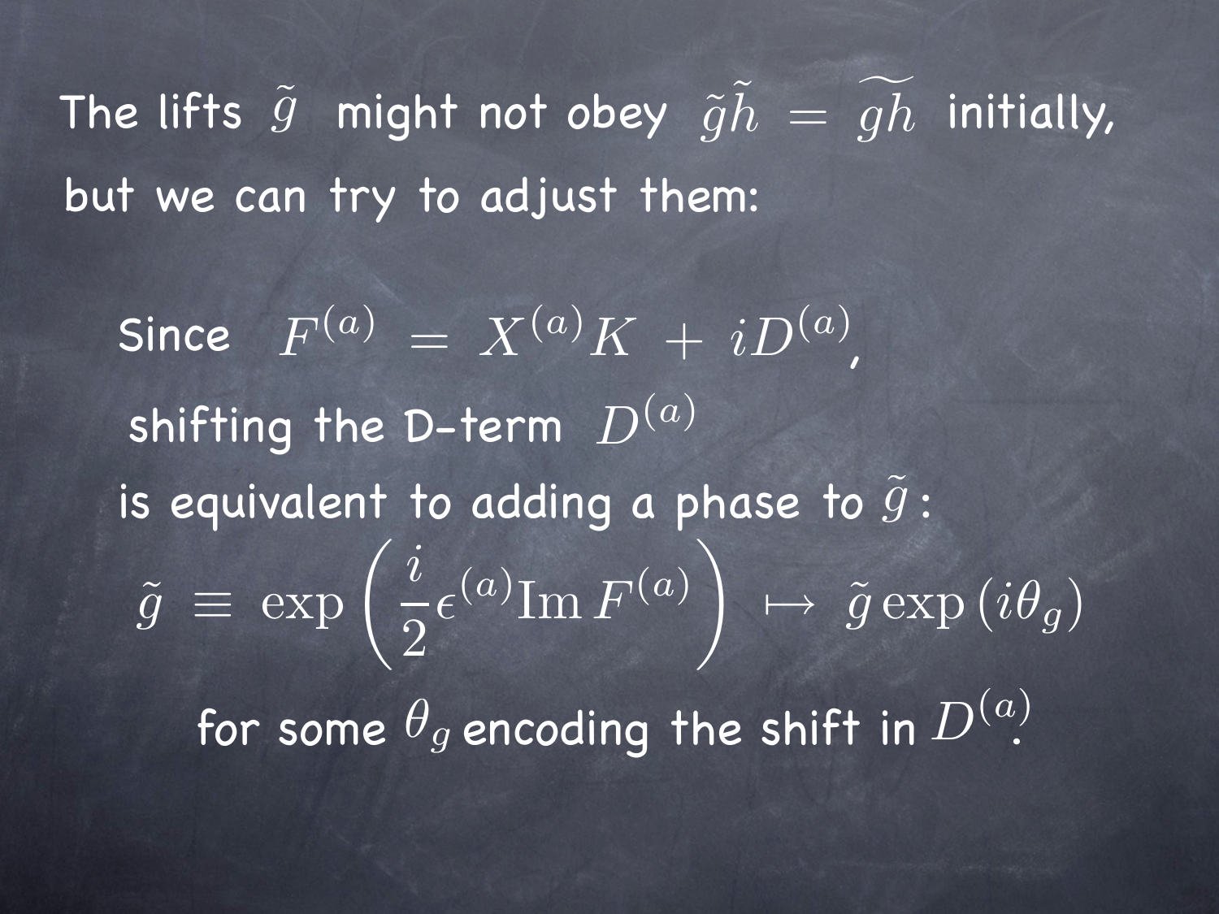The lifts $\tilde{g}$ might not obey $\tilde{g}\tilde{h} = \widetilde{gh}$ initially, but we can try to adjust them:

Since $F^{(a)} = X^{(a)}K + iD^{(a)}$,

shifting the D-term $D^{(a)}$

is equivalent to adding a phase to $\tilde{g}$:

$$\tilde{g} \equiv \exp\left(\frac{i}{2}\epsilon^{(a)}\mathrm{Im}\, F^{(a)}\right) \mapsto \tilde{g}\exp\left(i\theta_g\right)$$

for some $\theta_g$ encoding the shift in $D^{(a)}$.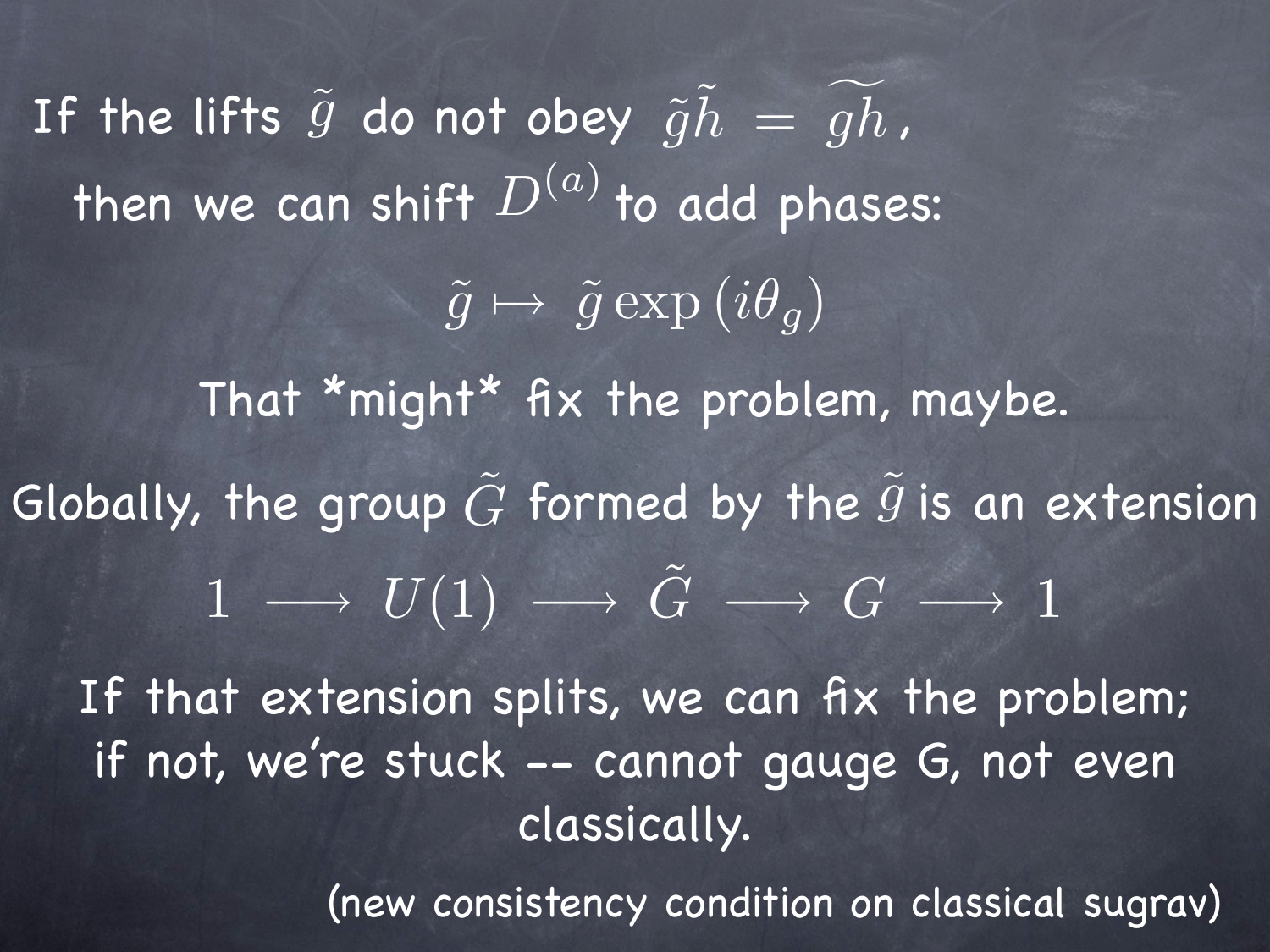If the lifts $\tilde{g}$ do not obey $\tilde{g}\tilde{h} = \widetilde{gh}$,

then we can shift $D^{(a)}$ to add phases:

$$\tilde{g} \mapsto \tilde{g} \exp\left(i\theta_g\right)$$

That *might* fix the problem, maybe.

Globally, the group $\tilde{G}$ formed by the $\tilde{g}$ is an extension

$$1 \longrightarrow U(1) \longrightarrow \tilde{G} \longrightarrow G \longrightarrow 1$$

If that extension splits, we can fix the problem; if not, we're stuck -- cannot gauge G, not even classically.

(new consistency condition on classical sugrav)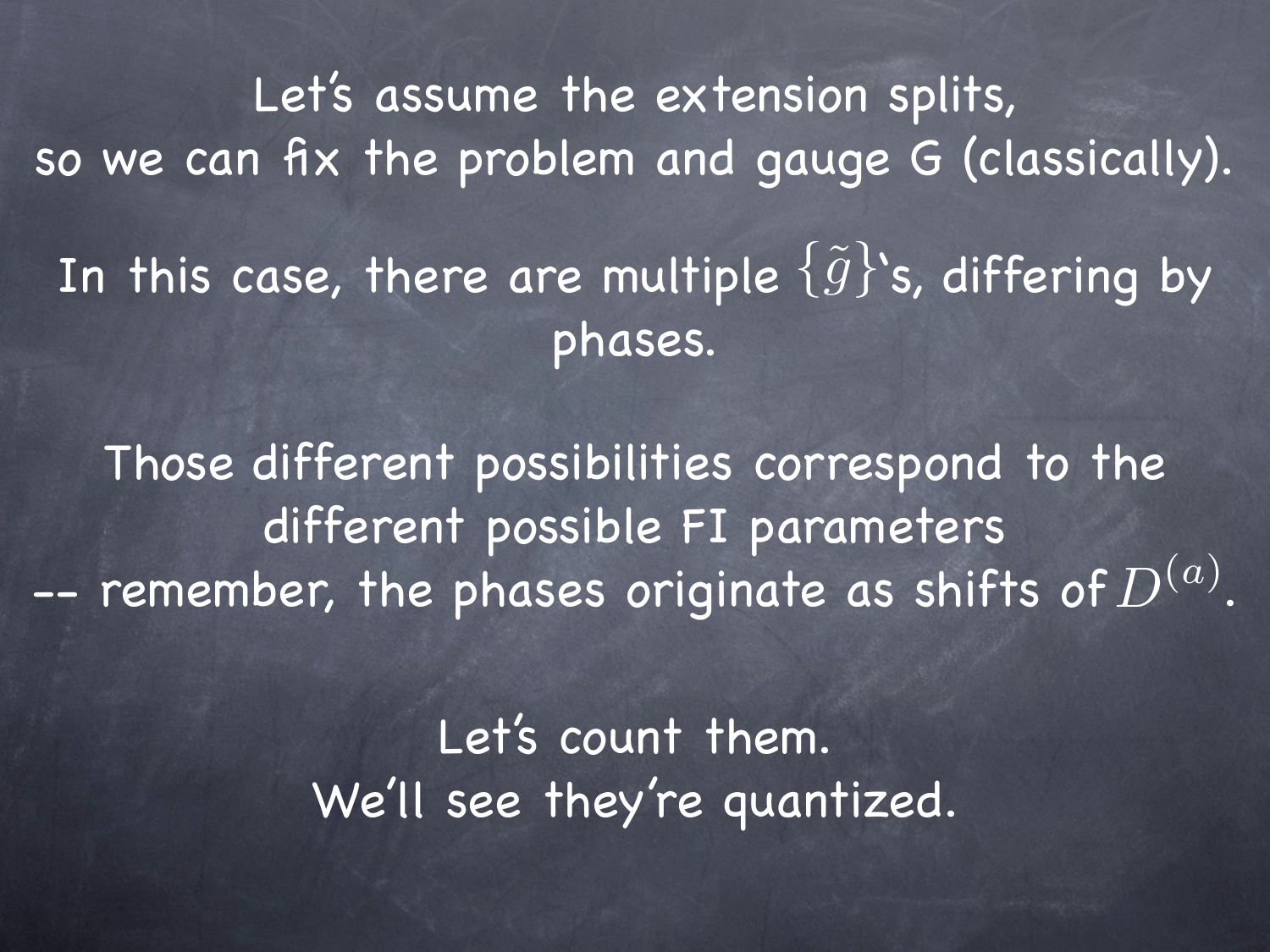Let's assume the extension splits, so we can fix the problem and gauge G (classically).

In this case, there are multiple $\{\tilde{g}\}$'s, differing by phases.

Those different possibilities correspond to the different possible FI parameters -- remember, the phases originate as shifts of $D^{(a)}$.

Let's count them.
We'll see they're quantized.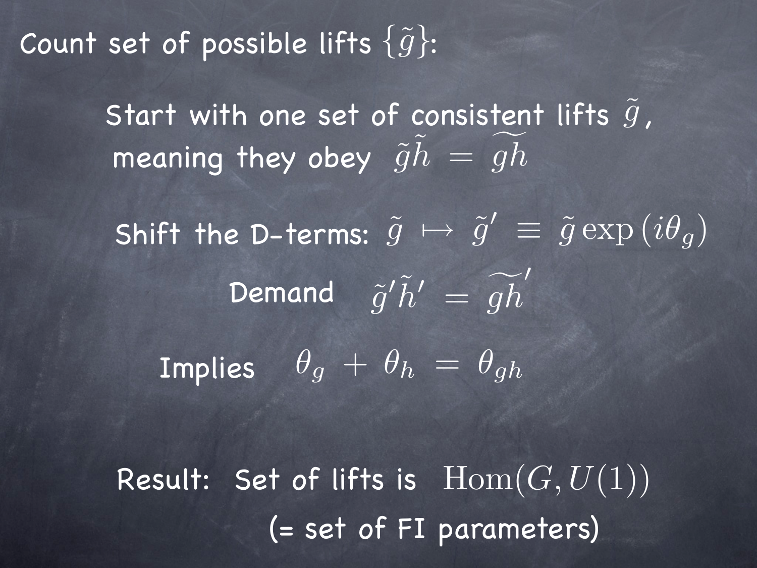Count set of possible lifts $\{\tilde{g}\}$:

Start with one set of consistent lifts $\tilde{g}$, meaning they obey $\tilde{g}\tilde{h} = \widetilde{gh}$

Shift the D-terms: $\tilde{g} \mapsto \tilde{g}' \equiv \tilde{g}\exp(i\theta_g)$

Demand $\tilde{g}'\tilde{h}' = \widetilde{gh}'$

Implies $\theta_g + \theta_h = \theta_{gh}$

Result: Set of lifts is $\mathrm{Hom}(G, U(1))$

(= set of FI parameters)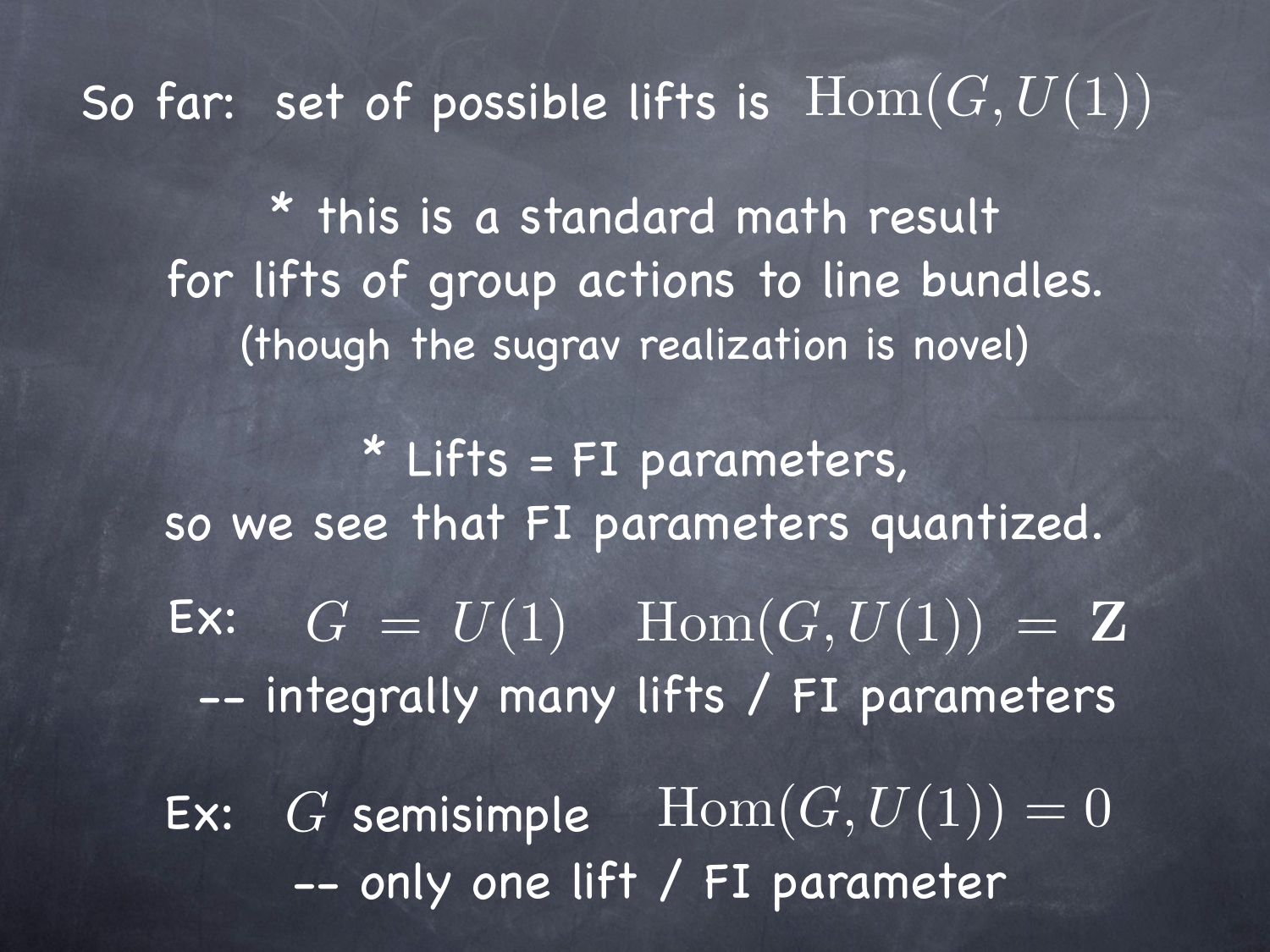So far: set of possible lifts is $\mathrm{Hom}(G, U(1))$

* this is a standard math result
for lifts of group actions to line bundles.
(though the sugrav realization is novel)

* Lifts = FI parameters,
so we see that FI parameters quantized.

Ex: $G = U(1) \quad \mathrm{Hom}(G, U(1)) = \mathbf{Z}$
-- integrally many lifts / FI parameters

Ex: $G$ semisimple $\quad \mathrm{Hom}(G, U(1)) = 0$
-- only one lift / FI parameter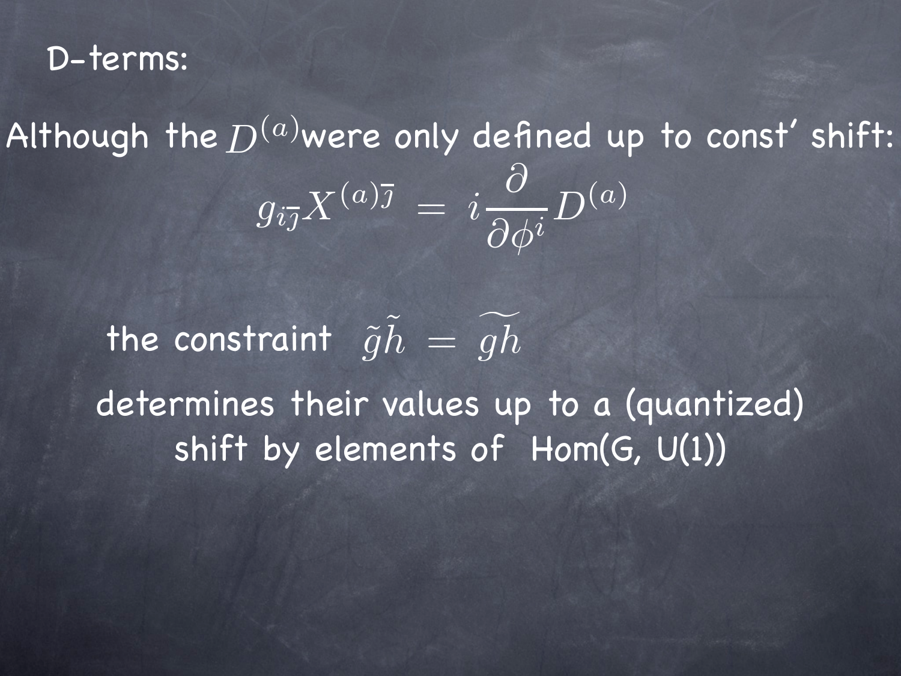# D-terms:

Although the $D^{(a)}$ were only defined up to const' shift:

$$g_{i\bar{j}} X^{(a)\bar{j}} = i \frac{\partial}{\partial \phi^i} D^{(a)}$$

the constraint $\tilde{g}\tilde{h} = \widetilde{gh}$

determines their values up to a (quantized) shift by elements of Hom(G, U(1))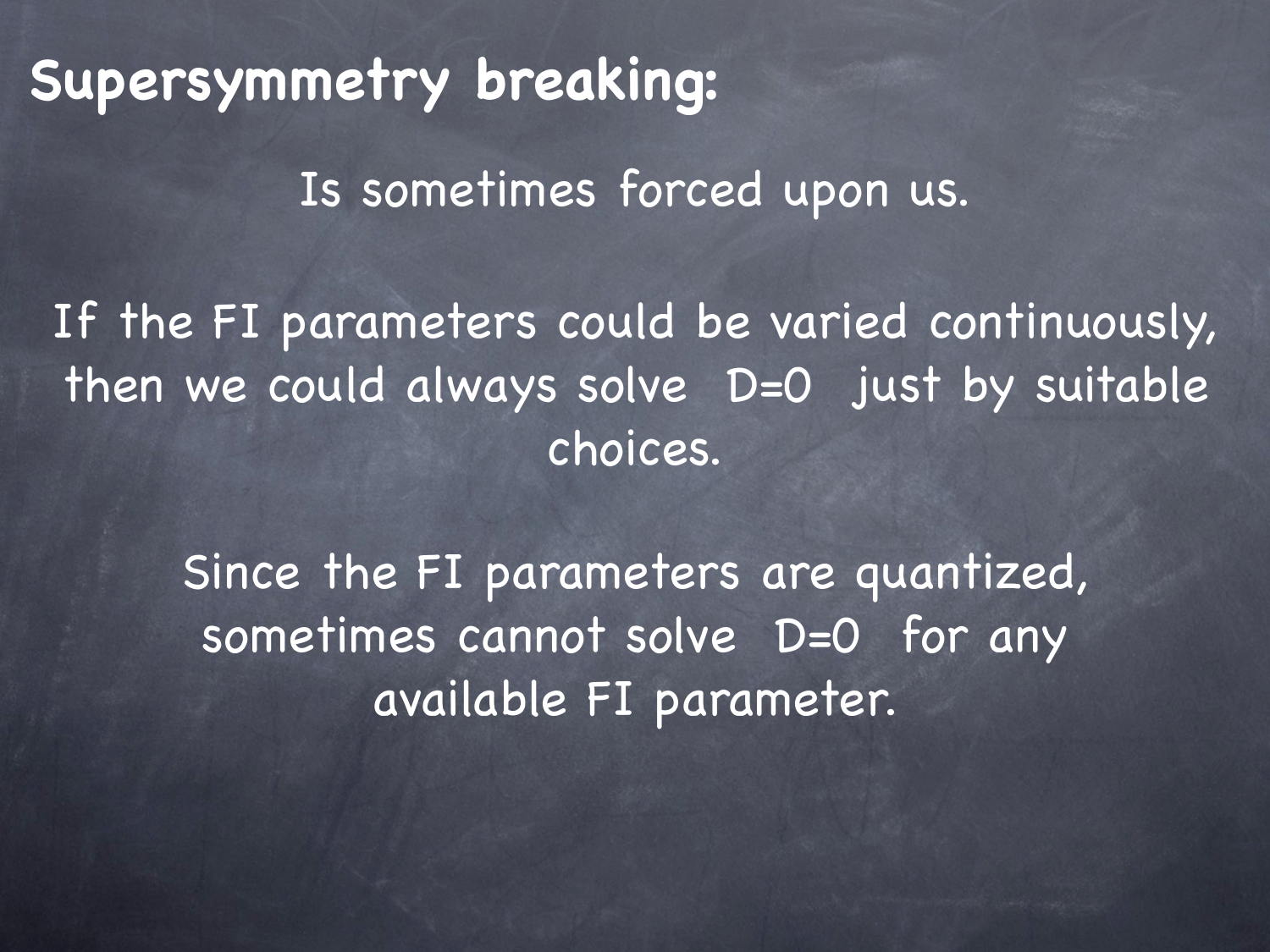# Supersymmetry breaking:

Is sometimes forced upon us.

If the FI parameters could be varied continuously, then we could always solve $D=0$ just by suitable choices.

Since the FI parameters are quantized, sometimes cannot solve $D=0$ for any available FI parameter.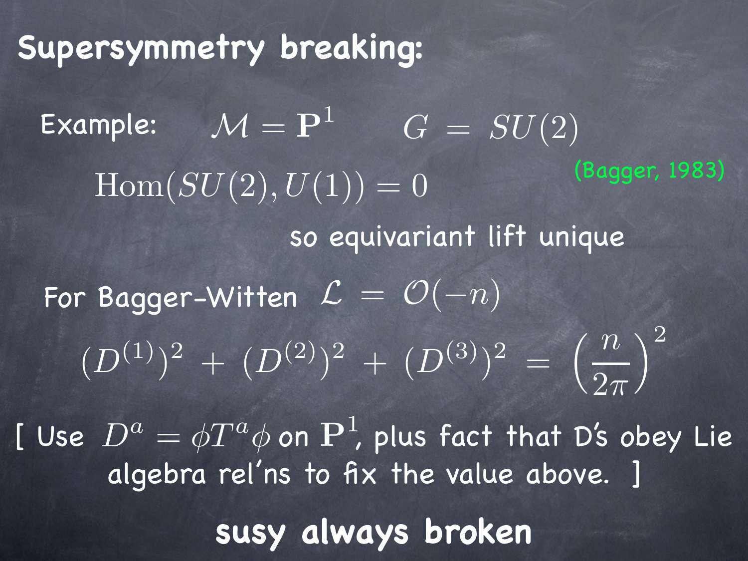# Supersymmetry breaking:

Example: $\mathcal{M} = \mathbf{P}^1 \qquad G = SU(2)$

$$\mathrm{Hom}(SU(2), U(1)) = 0$$

(Bagger, 1983)

so equivariant lift unique

For Bagger-Witten $\mathcal{L} = \mathcal{O}(-n)$

$$(D^{(1)})^2 + (D^{(2)})^2 + (D^{(3)})^2 = \left(\frac{n}{2\pi}\right)^2$$

[ Use $D^a = \phi T^a \phi$ on $\mathbf{P}^1$, plus fact that D's obey Lie algebra rel'ns to fix the value above. ]

**susy always broken**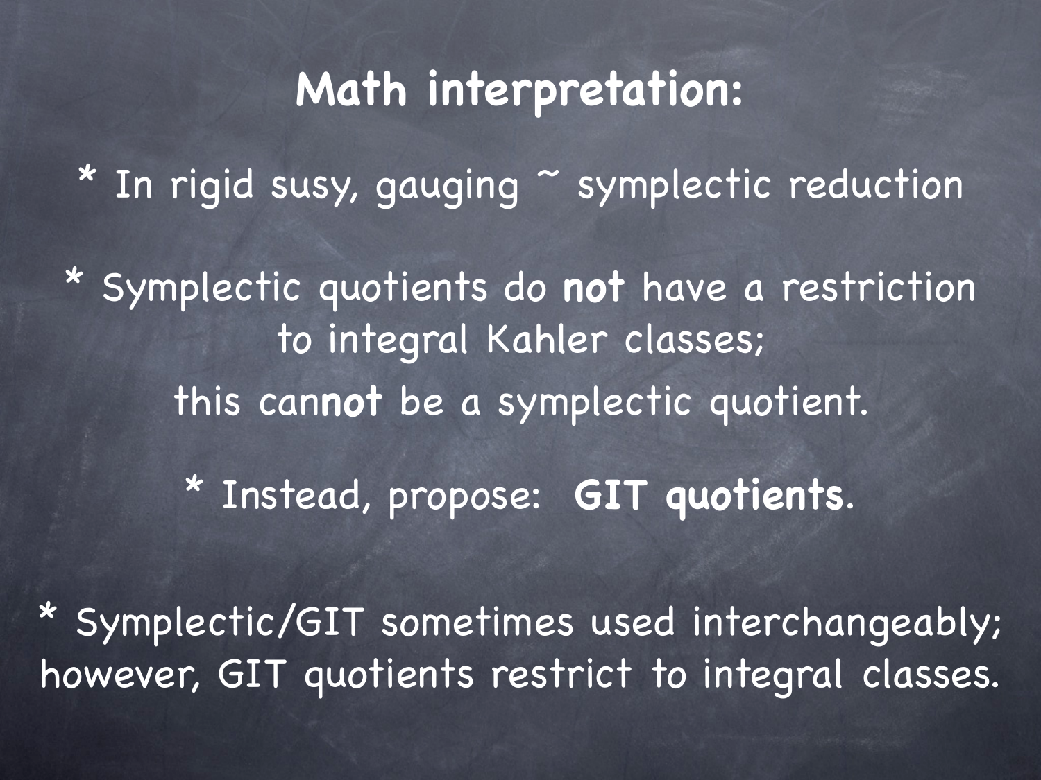# **Math interpretation:**

* In rigid susy, gauging ~ symplectic reduction

* Symplectic quotients do **not** have a restriction to integral Kahler classes;
this can**not** be a symplectic quotient.

* Instead, propose: **GIT quotients**.

* Symplectic/GIT sometimes used interchangeably; however, GIT quotients restrict to integral classes.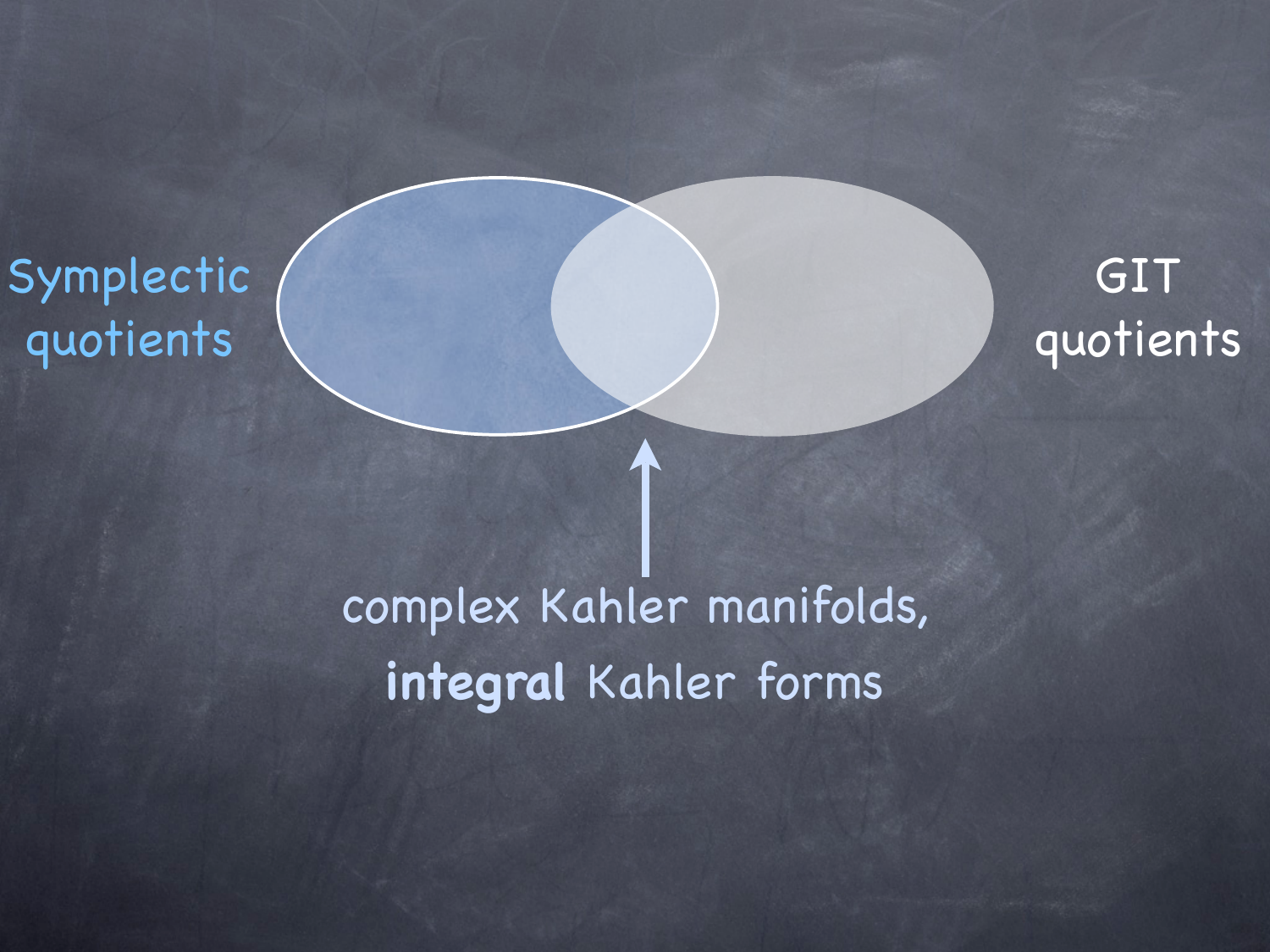Symplectic quotients

GIT quotients

complex Kahler manifolds,

**integral** Kahler forms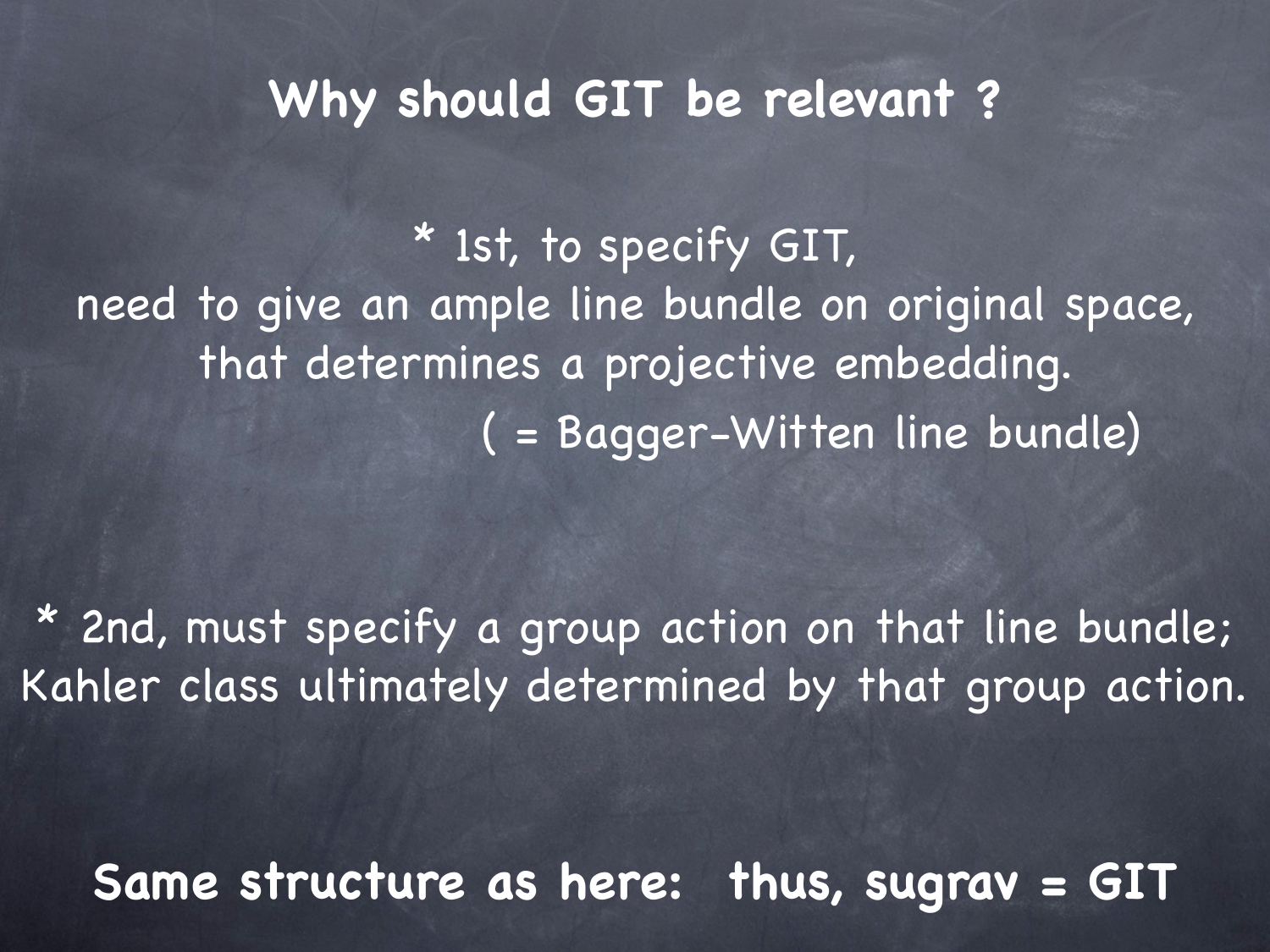# Why should GIT be relevant ?

* 1st, to specify GIT,
need to give an ample line bundle on original space,
that determines a projective embedding.
( = Bagger-Witten line bundle)

* 2nd, must specify a group action on that line bundle;
Kahler class ultimately determined by that group action.

**Same structure as here: thus, sugrav = GIT**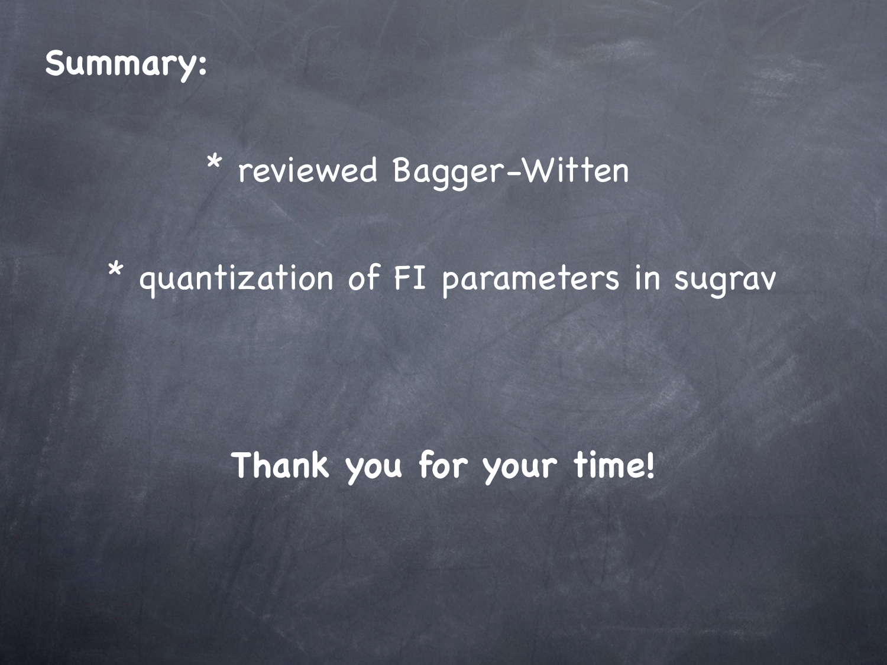**Summary:**

* reviewed Bagger-Witten

* quantization of FI parameters in sugrav

**Thank you for your time!**